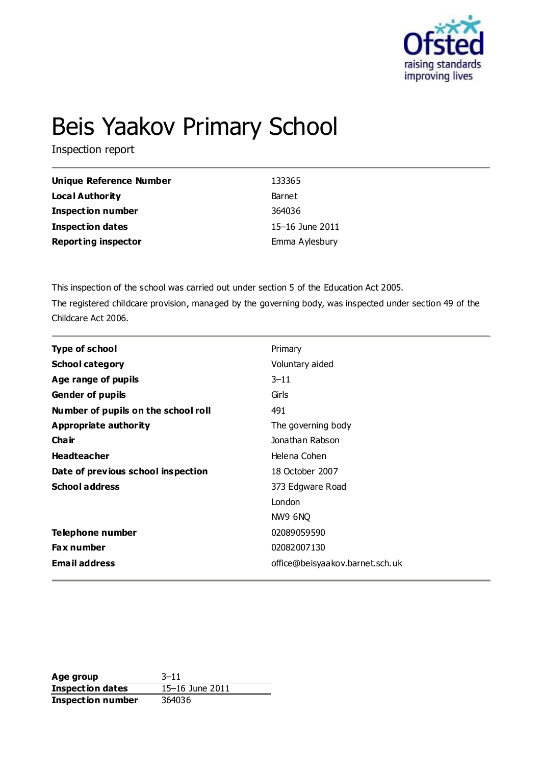Ofsted
raising standards
improving lives

# Beis Yaakov Primary School

Inspection report

| | |
|---|---|
| **Unique Reference Number** | 133365 |
| **Local Authority** | Barnet |
| **Inspection number** | 364036 |
| **Inspection dates** | 15–16 June 2011 |
| **Reporting inspector** | Emma Aylesbury |

This inspection of the school was carried out under section 5 of the Education Act 2005.

The registered childcare provision, managed by the governing body, was inspected under section 49 of the Childcare Act 2006.

| | |
|---|---|
| **Type of school** | Primary |
| **School category** | Voluntary aided |
| **Age range of pupils** | 3–11 |
| **Gender of pupils** | Girls |
| **Number of pupils on the school roll** | 491 |
| **Appropriate authority** | The governing body |
| **Chair** | Jonathan Rabson |
| **Headteacher** | Helena Cohen |
| **Date of previous school inspection** | 18 October 2007 |
| **School address** | 373 Edgware Road<br>London<br>NW9 6NQ |
| **Telephone number** | 02089059590 |
| **Fax number** | 02082007130 |
| **Email address** | office@beisyaakov.barnet.sch.uk |

| | |
|---|---|
| **Age group** | 3–11 |
| **Inspection dates** | 15–16 June 2011 |
| **Inspection number** | 364036 |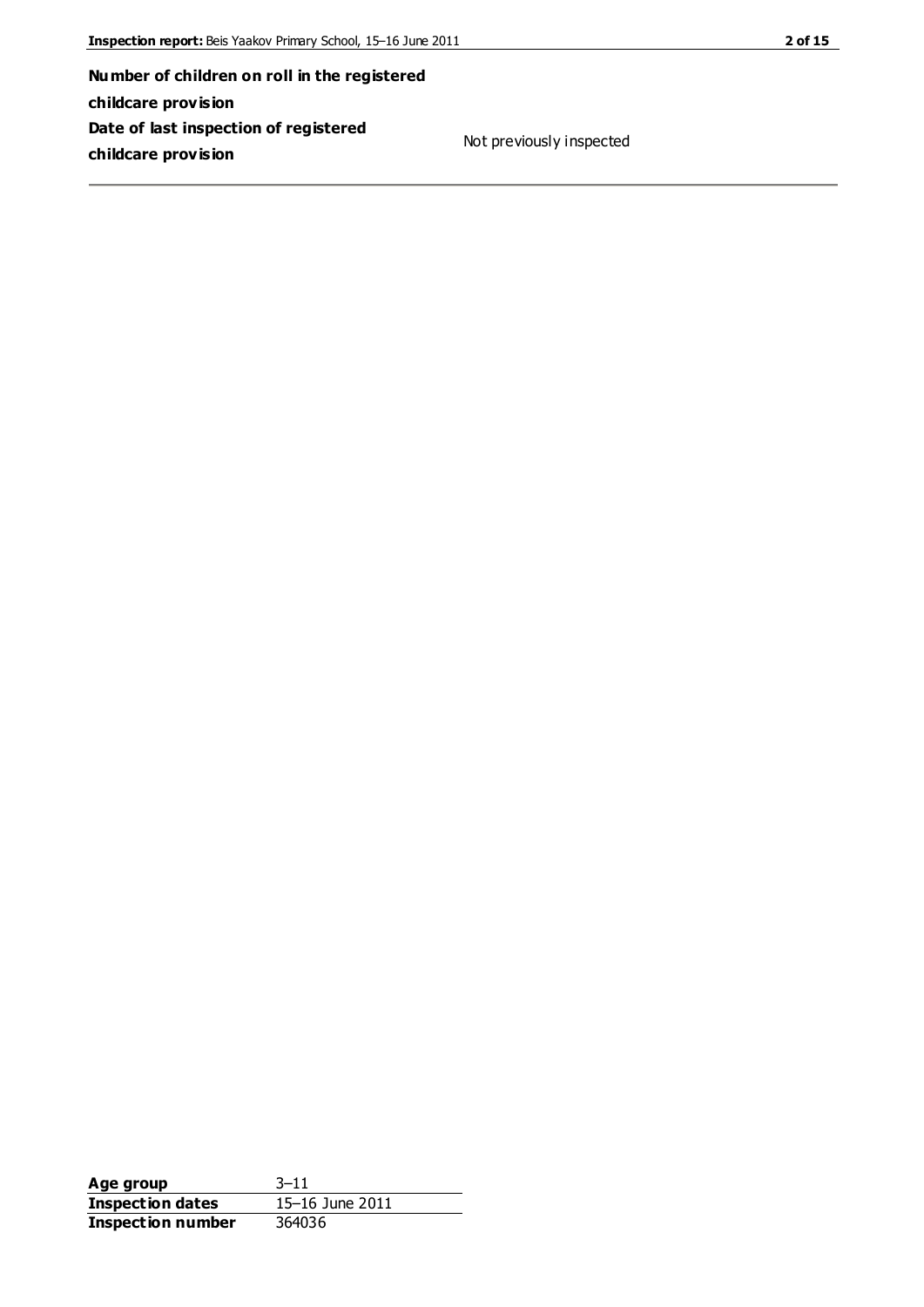| | |
|---|---|
| **Number of children on roll in the registered childcare provision** | |
| **Date of last inspection of registered childcare provision** | Not previously inspected |

| | |
|---|---|
| **Age group** | 3–11 |
| **Inspection dates** | 15–16 June 2011 |
| **Inspection number** | 364036 |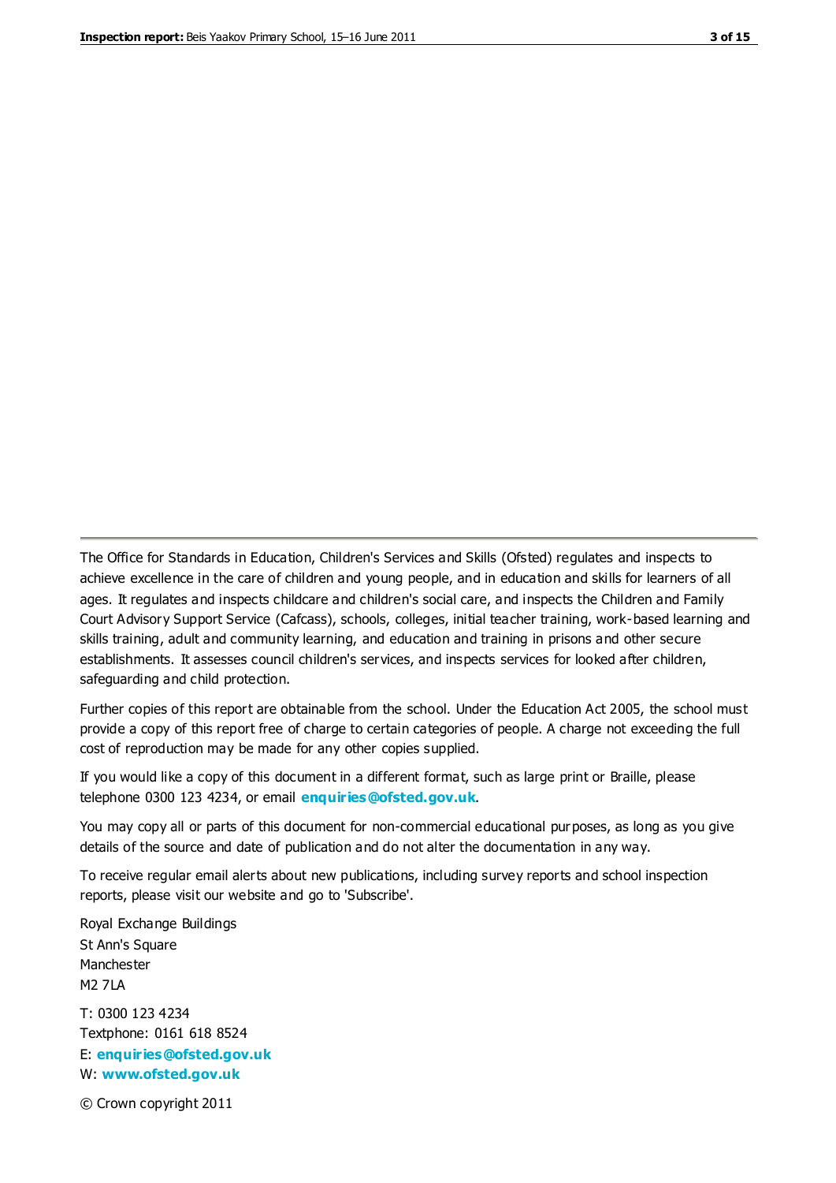The Office for Standards in Education, Children's Services and Skills (Ofsted) regulates and inspects to achieve excellence in the care of children and young people, and in education and skills for learners of all ages. It regulates and inspects childcare and children's social care, and inspects the Children and Family Court Advisory Support Service (Cafcass), schools, colleges, initial teacher training, work-based learning and skills training, adult and community learning, and education and training in prisons and other secure establishments. It assesses council children's services, and inspects services for looked after children, safeguarding and child protection.

Further copies of this report are obtainable from the school. Under the Education Act 2005, the school must provide a copy of this report free of charge to certain categories of people. A charge not exceeding the full cost of reproduction may be made for any other copies supplied.

If you would like a copy of this document in a different format, such as large print or Braille, please telephone 0300 123 4234, or email **enquiries@ofsted.gov.uk**.

You may copy all or parts of this document for non-commercial educational purposes, as long as you give details of the source and date of publication and do not alter the documentation in any way.

To receive regular email alerts about new publications, including survey reports and school inspection reports, please visit our website and go to 'Subscribe'.

Royal Exchange Buildings
St Ann's Square
Manchester
M2 7LA

T: 0300 123 4234
Textphone: 0161 618 8524
E: **enquiries@ofsted.gov.uk**
W: **www.ofsted.gov.uk**

© Crown copyright 2011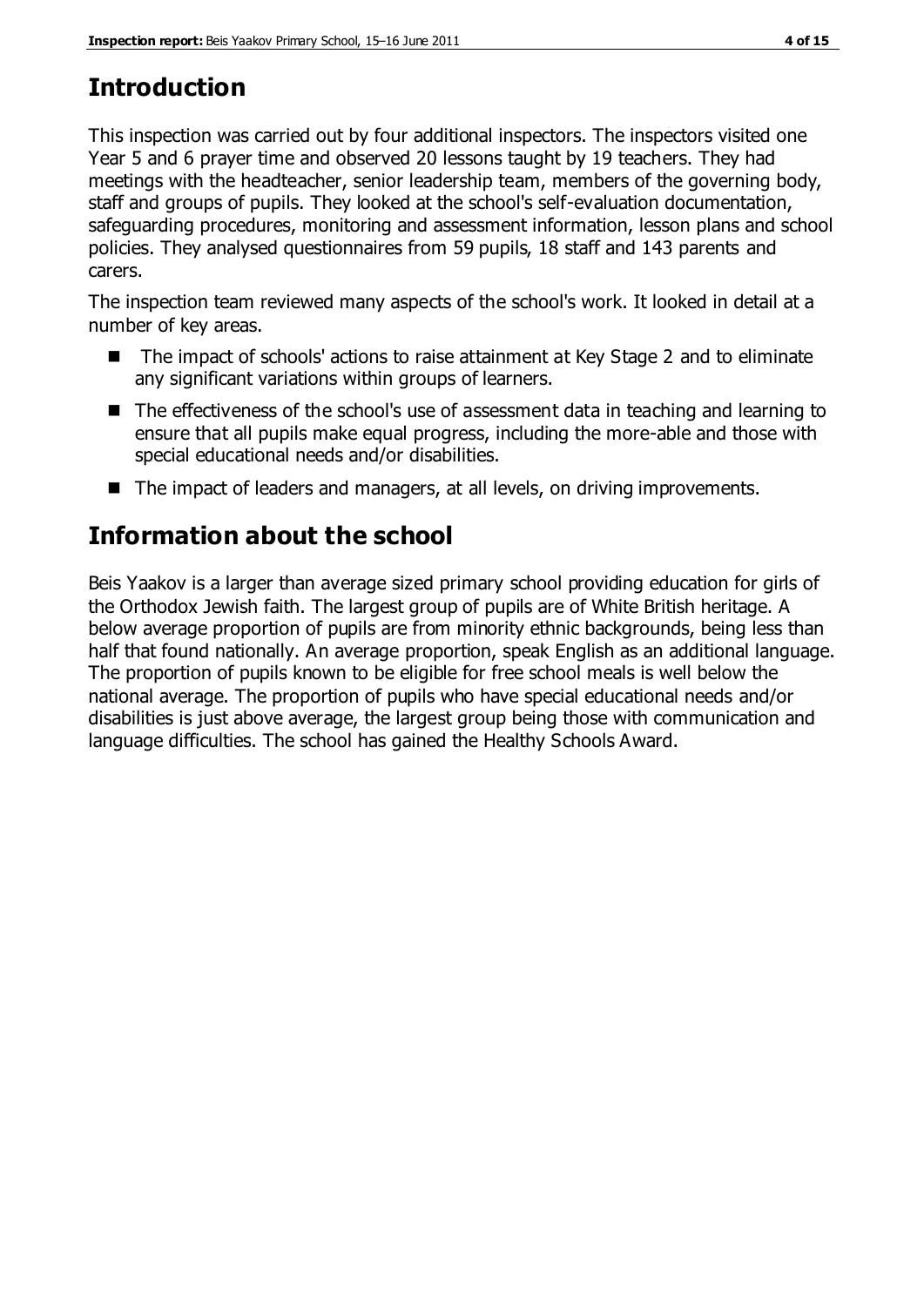## Introduction

This inspection was carried out by four additional inspectors. The inspectors visited one Year 5 and 6 prayer time and observed 20 lessons taught by 19 teachers. They had meetings with the headteacher, senior leadership team, members of the governing body, staff and groups of pupils. They looked at the school's self-evaluation documentation, safeguarding procedures, monitoring and assessment information, lesson plans and school policies. They analysed questionnaires from 59 pupils, 18 staff and 143 parents and carers.

The inspection team reviewed many aspects of the school's work. It looked in detail at a number of key areas.

- The impact of schools' actions to raise attainment at Key Stage 2 and to eliminate any significant variations within groups of learners.
- The effectiveness of the school's use of assessment data in teaching and learning to ensure that all pupils make equal progress, including the more-able and those with special educational needs and/or disabilities.
- The impact of leaders and managers, at all levels, on driving improvements.

## Information about the school

Beis Yaakov is a larger than average sized primary school providing education for girls of the Orthodox Jewish faith. The largest group of pupils are of White British heritage. A below average proportion of pupils are from minority ethnic backgrounds, being less than half that found nationally. An average proportion, speak English as an additional language. The proportion of pupils known to be eligible for free school meals is well below the national average. The proportion of pupils who have special educational needs and/or disabilities is just above average, the largest group being those with communication and language difficulties. The school has gained the Healthy Schools Award.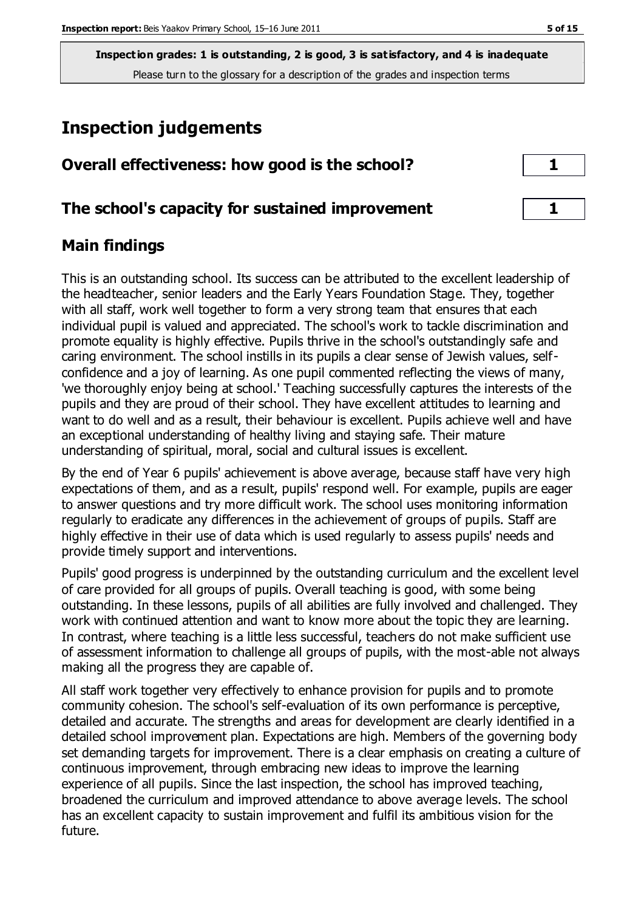**Inspection grades: 1 is outstanding, 2 is good, 3 is satisfactory, and 4 is inadequate**
Please turn to the glossary for a description of the grades and inspection terms

# Inspection judgements

| | |
|---|---|
| **Overall effectiveness: how good is the school?** | **1** |
| **The school's capacity for sustained improvement** | **1** |

## Main findings

This is an outstanding school. Its success can be attributed to the excellent leadership of the headteacher, senior leaders and the Early Years Foundation Stage. They, together with all staff, work well together to form a very strong team that ensures that each individual pupil is valued and appreciated. The school's work to tackle discrimination and promote equality is highly effective. Pupils thrive in the school's outstandingly safe and caring environment. The school instills in its pupils a clear sense of Jewish values, self-confidence and a joy of learning. As one pupil commented reflecting the views of many, 'we thoroughly enjoy being at school.' Teaching successfully captures the interests of the pupils and they are proud of their school. They have excellent attitudes to learning and want to do well and as a result, their behaviour is excellent. Pupils achieve well and have an exceptional understanding of healthy living and staying safe. Their mature understanding of spiritual, moral, social and cultural issues is excellent.

By the end of Year 6 pupils' achievement is above average, because staff have very high expectations of them, and as a result, pupils' respond well. For example, pupils are eager to answer questions and try more difficult work. The school uses monitoring information regularly to eradicate any differences in the achievement of groups of pupils. Staff are highly effective in their use of data which is used regularly to assess pupils' needs and provide timely support and interventions.

Pupils' good progress is underpinned by the outstanding curriculum and the excellent level of care provided for all groups of pupils. Overall teaching is good, with some being outstanding. In these lessons, pupils of all abilities are fully involved and challenged. They work with continued attention and want to know more about the topic they are learning. In contrast, where teaching is a little less successful, teachers do not make sufficient use of assessment information to challenge all groups of pupils, with the most-able not always making all the progress they are capable of.

All staff work together very effectively to enhance provision for pupils and to promote community cohesion. The school's self-evaluation of its own performance is perceptive, detailed and accurate. The strengths and areas for development are clearly identified in a detailed school improvement plan. Expectations are high. Members of the governing body set demanding targets for improvement. There is a clear emphasis on creating a culture of continuous improvement, through embracing new ideas to improve the learning experience of all pupils. Since the last inspection, the school has improved teaching, broadened the curriculum and improved attendance to above average levels. The school has an excellent capacity to sustain improvement and fulfil its ambitious vision for the future.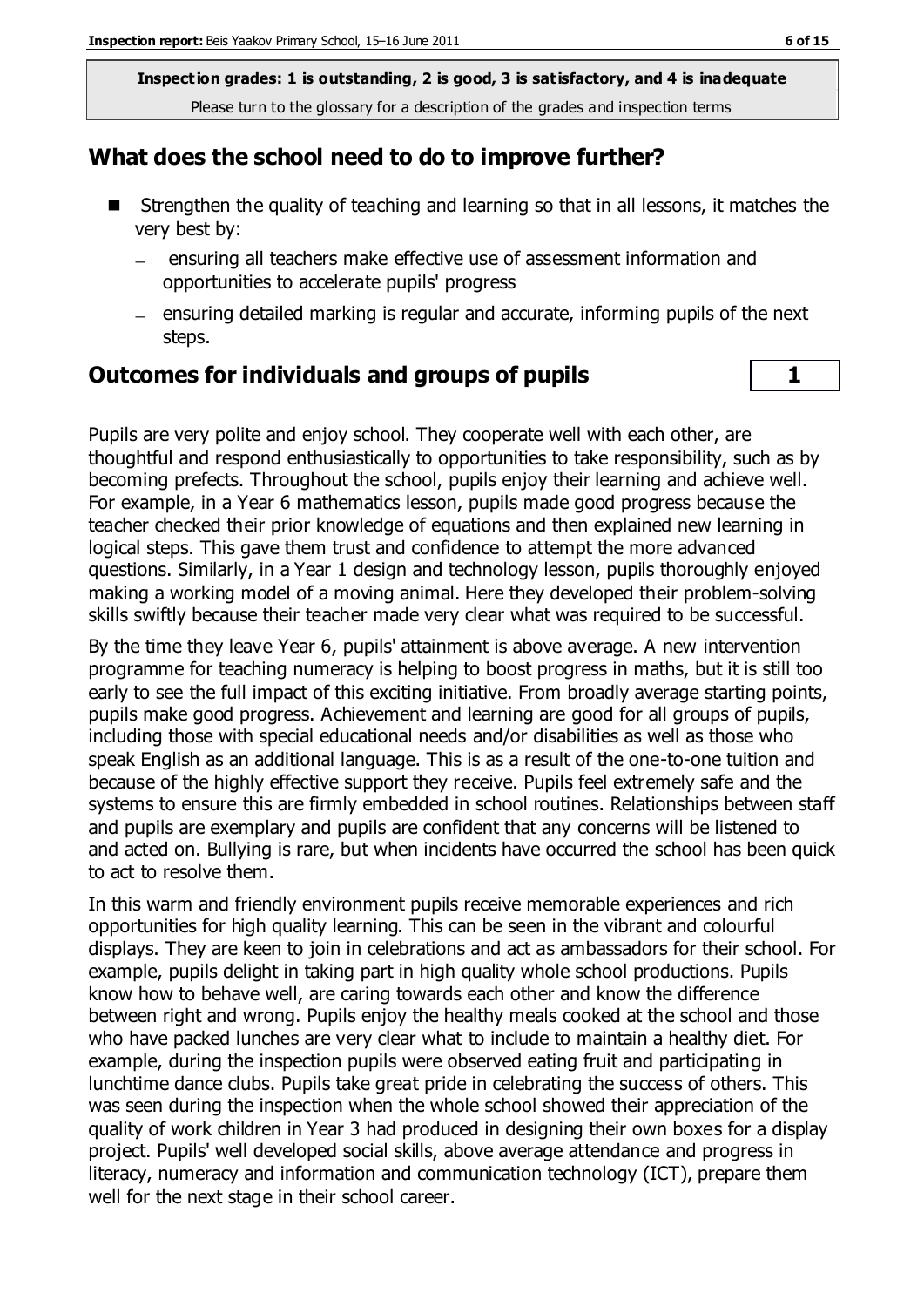**Inspection grades: 1 is outstanding, 2 is good, 3 is satisfactory, and 4 is inadequate**
Please turn to the glossary for a description of the grades and inspection terms

## What does the school need to do to improve further?

- Strengthen the quality of teaching and learning so that in all lessons, it matches the very best by:
  - ensuring all teachers make effective use of assessment information and opportunities to accelerate pupils' progress
  - ensuring detailed marking is regular and accurate, informing pupils of the next steps.

## Outcomes for individuals and groups of pupils — 1

Pupils are very polite and enjoy school. They cooperate well with each other, are thoughtful and respond enthusiastically to opportunities to take responsibility, such as by becoming prefects. Throughout the school, pupils enjoy their learning and achieve well. For example, in a Year 6 mathematics lesson, pupils made good progress because the teacher checked their prior knowledge of equations and then explained new learning in logical steps. This gave them trust and confidence to attempt the more advanced questions. Similarly, in a Year 1 design and technology lesson, pupils thoroughly enjoyed making a working model of a moving animal. Here they developed their problem-solving skills swiftly because their teacher made very clear what was required to be successful.

By the time they leave Year 6, pupils' attainment is above average. A new intervention programme for teaching numeracy is helping to boost progress in maths, but it is still too early to see the full impact of this exciting initiative. From broadly average starting points, pupils make good progress. Achievement and learning are good for all groups of pupils, including those with special educational needs and/or disabilities as well as those who speak English as an additional language. This is as a result of the one-to-one tuition and because of the highly effective support they receive. Pupils feel extremely safe and the systems to ensure this are firmly embedded in school routines. Relationships between staff and pupils are exemplary and pupils are confident that any concerns will be listened to and acted on. Bullying is rare, but when incidents have occurred the school has been quick to act to resolve them.

In this warm and friendly environment pupils receive memorable experiences and rich opportunities for high quality learning. This can be seen in the vibrant and colourful displays. They are keen to join in celebrations and act as ambassadors for their school. For example, pupils delight in taking part in high quality whole school productions. Pupils know how to behave well, are caring towards each other and know the difference between right and wrong. Pupils enjoy the healthy meals cooked at the school and those who have packed lunches are very clear what to include to maintain a healthy diet. For example, during the inspection pupils were observed eating fruit and participating in lunchtime dance clubs. Pupils take great pride in celebrating the success of others. This was seen during the inspection when the whole school showed their appreciation of the quality of work children in Year 3 had produced in designing their own boxes for a display project. Pupils' well developed social skills, above average attendance and progress in literacy, numeracy and information and communication technology (ICT), prepare them well for the next stage in their school career.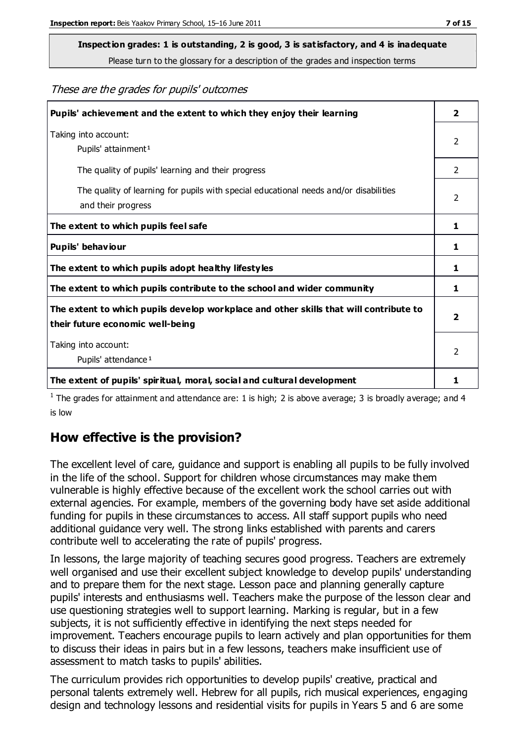**Inspection grades: 1 is outstanding, 2 is good, 3 is satisfactory, and 4 is inadequate**

Please turn to the glossary for a description of the grades and inspection terms

*These are the grades for pupils' outcomes*

| | |
|---|---|
| **Pupils' achievement and the extent to which they enjoy their learning** | **2** |
| Taking into account: Pupils' attainment [1] | 2 |
| The quality of pupils' learning and their progress | 2 |
| The quality of learning for pupils with special educational needs and/or disabilities and their progress | 2 |
| **The extent to which pupils feel safe** | **1** |
| **Pupils' behaviour** | **1** |
| **The extent to which pupils adopt healthy lifestyles** | **1** |
| **The extent to which pupils contribute to the school and wider community** | **1** |
| **The extent to which pupils develop workplace and other skills that will contribute to their future economic well-being** | **2** |
| Taking into account: Pupils' attendance [1] | 2 |
| **The extent of pupils' spiritual, moral, social and cultural development** | **1** |

[1] The grades for attainment and attendance are: 1 is high; 2 is above average; 3 is broadly average; and 4 is low

## How effective is the provision?

The excellent level of care, guidance and support is enabling all pupils to be fully involved in the life of the school. Support for children whose circumstances may make them vulnerable is highly effective because of the excellent work the school carries out with external agencies. For example, members of the governing body have set aside additional funding for pupils in these circumstances to access. All staff support pupils who need additional guidance very well. The strong links established with parents and carers contribute well to accelerating the rate of pupils' progress.

In lessons, the large majority of teaching secures good progress. Teachers are extremely well organised and use their excellent subject knowledge to develop pupils' understanding and to prepare them for the next stage. Lesson pace and planning generally capture pupils' interests and enthusiasms well. Teachers make the purpose of the lesson clear and use questioning strategies well to support learning. Marking is regular, but in a few subjects, it is not sufficiently effective in identifying the next steps needed for improvement. Teachers encourage pupils to learn actively and plan opportunities for them to discuss their ideas in pairs but in a few lessons, teachers make insufficient use of assessment to match tasks to pupils' abilities.

The curriculum provides rich opportunities to develop pupils' creative, practical and personal talents extremely well. Hebrew for all pupils, rich musical experiences, engaging design and technology lessons and residential visits for pupils in Years 5 and 6 are some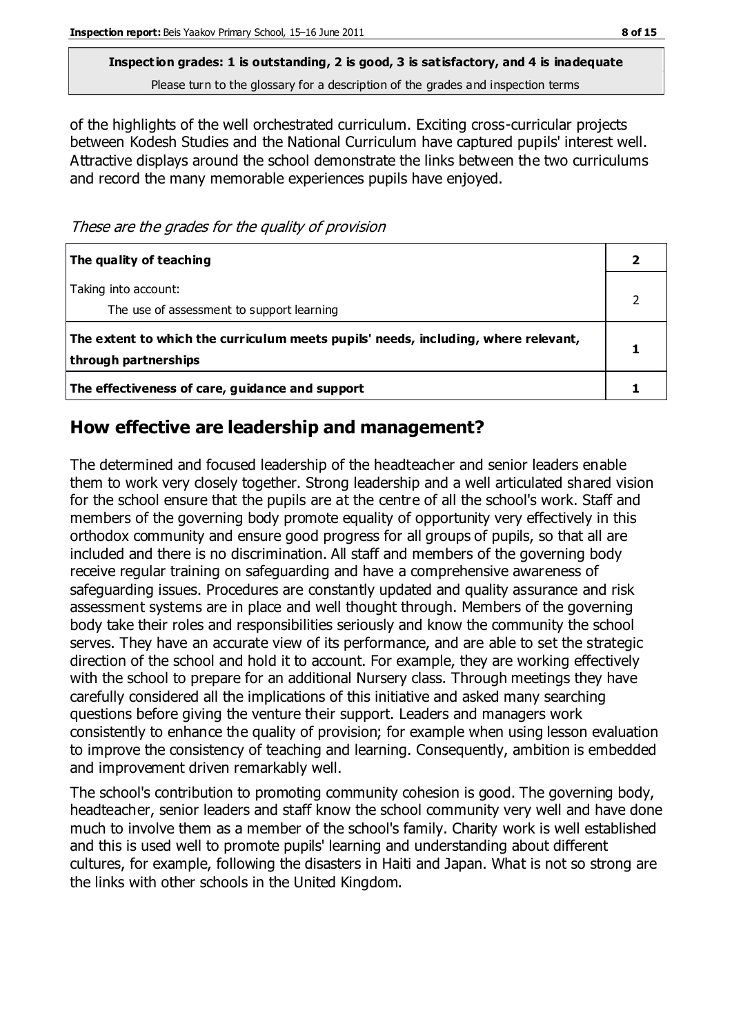**Inspection grades: 1 is outstanding, 2 is good, 3 is satisfactory, and 4 is inadequate**
Please turn to the glossary for a description of the grades and inspection terms

of the highlights of the well orchestrated curriculum. Exciting cross-curricular projects between Kodesh Studies and the National Curriculum have captured pupils' interest well. Attractive displays around the school demonstrate the links between the two curriculums and record the many memorable experiences pupils have enjoyed.

*These are the grades for the quality of provision*

| | |
|---|---|
| **The quality of teaching** | **2** |
| Taking into account:<br>The use of assessment to support learning | 2 |
| **The extent to which the curriculum meets pupils' needs, including, where relevant, through partnerships** | **1** |
| **The effectiveness of care, guidance and support** | **1** |

## How effective are leadership and management?

The determined and focused leadership of the headteacher and senior leaders enable them to work very closely together. Strong leadership and a well articulated shared vision for the school ensure that the pupils are at the centre of all the school's work. Staff and members of the governing body promote equality of opportunity very effectively in this orthodox community and ensure good progress for all groups of pupils, so that all are included and there is no discrimination. All staff and members of the governing body receive regular training on safeguarding and have a comprehensive awareness of safeguarding issues. Procedures are constantly updated and quality assurance and risk assessment systems are in place and well thought through. Members of the governing body take their roles and responsibilities seriously and know the community the school serves. They have an accurate view of its performance, and are able to set the strategic direction of the school and hold it to account. For example, they are working effectively with the school to prepare for an additional Nursery class. Through meetings they have carefully considered all the implications of this initiative and asked many searching questions before giving the venture their support. Leaders and managers work consistently to enhance the quality of provision; for example when using lesson evaluation to improve the consistency of teaching and learning. Consequently, ambition is embedded and improvement driven remarkably well.

The school's contribution to promoting community cohesion is good. The governing body, headteacher, senior leaders and staff know the school community very well and have done much to involve them as a member of the school's family. Charity work is well established and this is used well to promote pupils' learning and understanding about different cultures, for example, following the disasters in Haiti and Japan. What is not so strong are the links with other schools in the United Kingdom.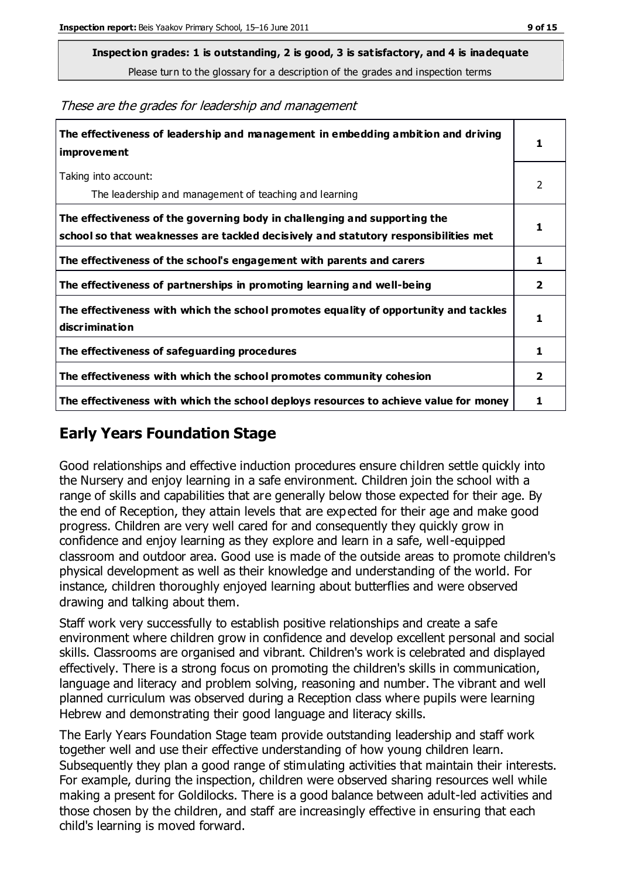**Inspection grades: 1 is outstanding, 2 is good, 3 is satisfactory, and 4 is inadequate**
Please turn to the glossary for a description of the grades and inspection terms

*These are the grades for leadership and management*

| | |
|---|---|
| **The effectiveness of leadership and management in embedding ambition and driving improvement** | **1** |
| Taking into account:<br>The leadership and management of teaching and learning | 2 |
| **The effectiveness of the governing body in challenging and supporting the school so that weaknesses are tackled decisively and statutory responsibilities met** | **1** |
| **The effectiveness of the school's engagement with parents and carers** | **1** |
| **The effectiveness of partnerships in promoting learning and well-being** | **2** |
| **The effectiveness with which the school promotes equality of opportunity and tackles discrimination** | **1** |
| **The effectiveness of safeguarding procedures** | **1** |
| **The effectiveness with which the school promotes community cohesion** | **2** |
| **The effectiveness with which the school deploys resources to achieve value for money** | **1** |

## Early Years Foundation Stage

Good relationships and effective induction procedures ensure children settle quickly into the Nursery and enjoy learning in a safe environment. Children join the school with a range of skills and capabilities that are generally below those expected for their age. By the end of Reception, they attain levels that are expected for their age and make good progress. Children are very well cared for and consequently they quickly grow in confidence and enjoy learning as they explore and learn in a safe, well-equipped classroom and outdoor area. Good use is made of the outside areas to promote children's physical development as well as their knowledge and understanding of the world. For instance, children thoroughly enjoyed learning about butterflies and were observed drawing and talking about them.

Staff work very successfully to establish positive relationships and create a safe environment where children grow in confidence and develop excellent personal and social skills. Classrooms are organised and vibrant. Children's work is celebrated and displayed effectively. There is a strong focus on promoting the children's skills in communication, language and literacy and problem solving, reasoning and number. The vibrant and well planned curriculum was observed during a Reception class where pupils were learning Hebrew and demonstrating their good language and literacy skills.

The Early Years Foundation Stage team provide outstanding leadership and staff work together well and use their effective understanding of how young children learn. Subsequently they plan a good range of stimulating activities that maintain their interests. For example, during the inspection, children were observed sharing resources well while making a present for Goldilocks. There is a good balance between adult-led activities and those chosen by the children, and staff are increasingly effective in ensuring that each child's learning is moved forward.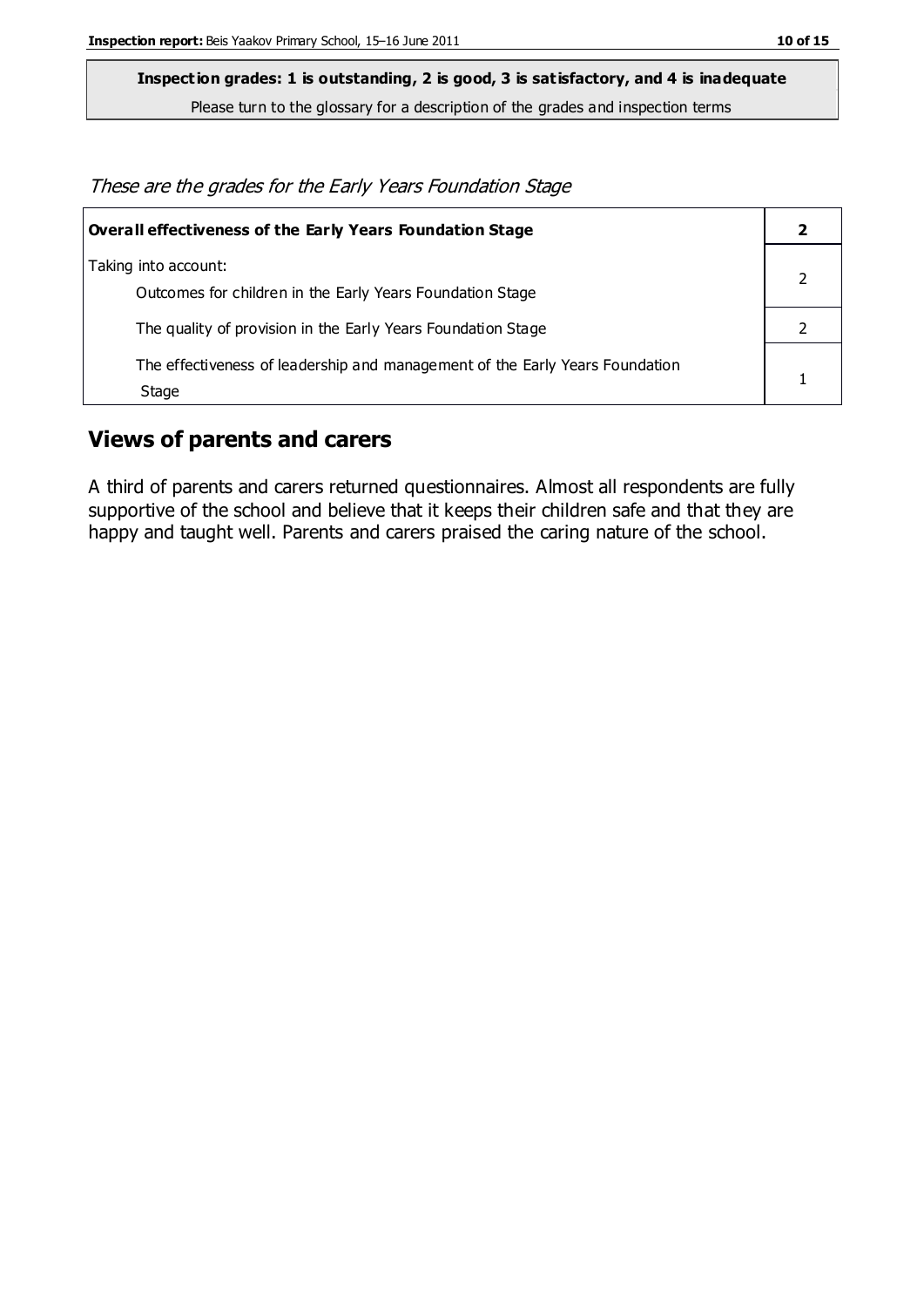**Inspection grades: 1 is outstanding, 2 is good, 3 is satisfactory, and 4 is inadequate**

Please turn to the glossary for a description of the grades and inspection terms

*These are the grades for the Early Years Foundation Stage*

| **Overall effectiveness of the Early Years Foundation Stage** | **2** |
|---|---|
| Taking into account:<br>Outcomes for children in the Early Years Foundation Stage | 2 |
| The quality of provision in the Early Years Foundation Stage | 2 |
| The effectiveness of leadership and management of the Early Years Foundation Stage | 1 |

## Views of parents and carers

A third of parents and carers returned questionnaires. Almost all respondents are fully supportive of the school and believe that it keeps their children safe and that they are happy and taught well. Parents and carers praised the caring nature of the school.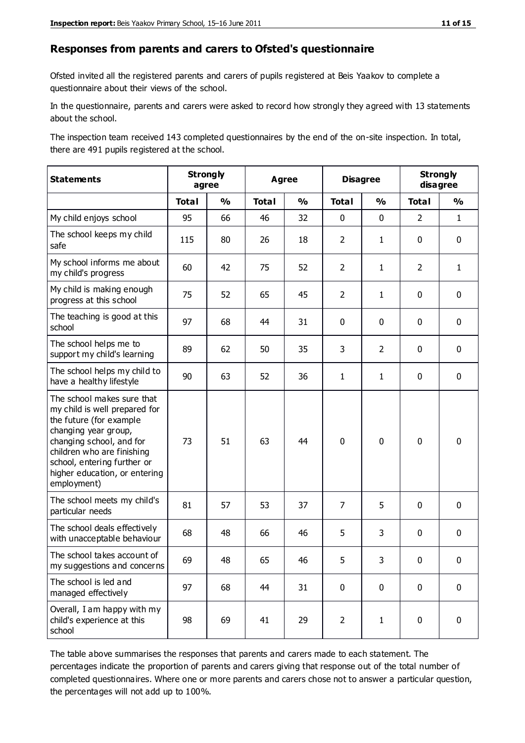## Responses from parents and carers to Ofsted's questionnaire

Ofsted invited all the registered parents and carers of pupils registered at Beis Yaakov to complete a questionnaire about their views of the school.

In the questionnaire, parents and carers were asked to record how strongly they agreed with 13 statements about the school.

The inspection team received 143 completed questionnaires by the end of the on-site inspection. In total, there are 491 pupils registered at the school.

| Statements | Strongly agree | | Agree | | Disagree | | Strongly disagree | |
|---|---|---|---|---|---|---|---|---|
| | **Total** | **%** | **Total** | **%** | **Total** | **%** | **Total** | **%** |
| My child enjoys school | 95 | 66 | 46 | 32 | 0 | 0 | 2 | 1 |
| The school keeps my child safe | 115 | 80 | 26 | 18 | 2 | 1 | 0 | 0 |
| My school informs me about my child's progress | 60 | 42 | 75 | 52 | 2 | 1 | 2 | 1 |
| My child is making enough progress at this school | 75 | 52 | 65 | 45 | 2 | 1 | 0 | 0 |
| The teaching is good at this school | 97 | 68 | 44 | 31 | 0 | 0 | 0 | 0 |
| The school helps me to support my child's learning | 89 | 62 | 50 | 35 | 3 | 2 | 0 | 0 |
| The school helps my child to have a healthy lifestyle | 90 | 63 | 52 | 36 | 1 | 1 | 0 | 0 |
| The school makes sure that my child is well prepared for the future (for example changing year group, changing school, and for children who are finishing school, entering further or higher education, or entering employment) | 73 | 51 | 63 | 44 | 0 | 0 | 0 | 0 |
| The school meets my child's particular needs | 81 | 57 | 53 | 37 | 7 | 5 | 0 | 0 |
| The school deals effectively with unacceptable behaviour | 68 | 48 | 66 | 46 | 5 | 3 | 0 | 0 |
| The school takes account of my suggestions and concerns | 69 | 48 | 65 | 46 | 5 | 3 | 0 | 0 |
| The school is led and managed effectively | 97 | 68 | 44 | 31 | 0 | 0 | 0 | 0 |
| Overall, I am happy with my child's experience at this school | 98 | 69 | 41 | 29 | 2 | 1 | 0 | 0 |

The table above summarises the responses that parents and carers made to each statement. The percentages indicate the proportion of parents and carers giving that response out of the total number of completed questionnaires. Where one or more parents and carers chose not to answer a particular question, the percentages will not add up to 100%.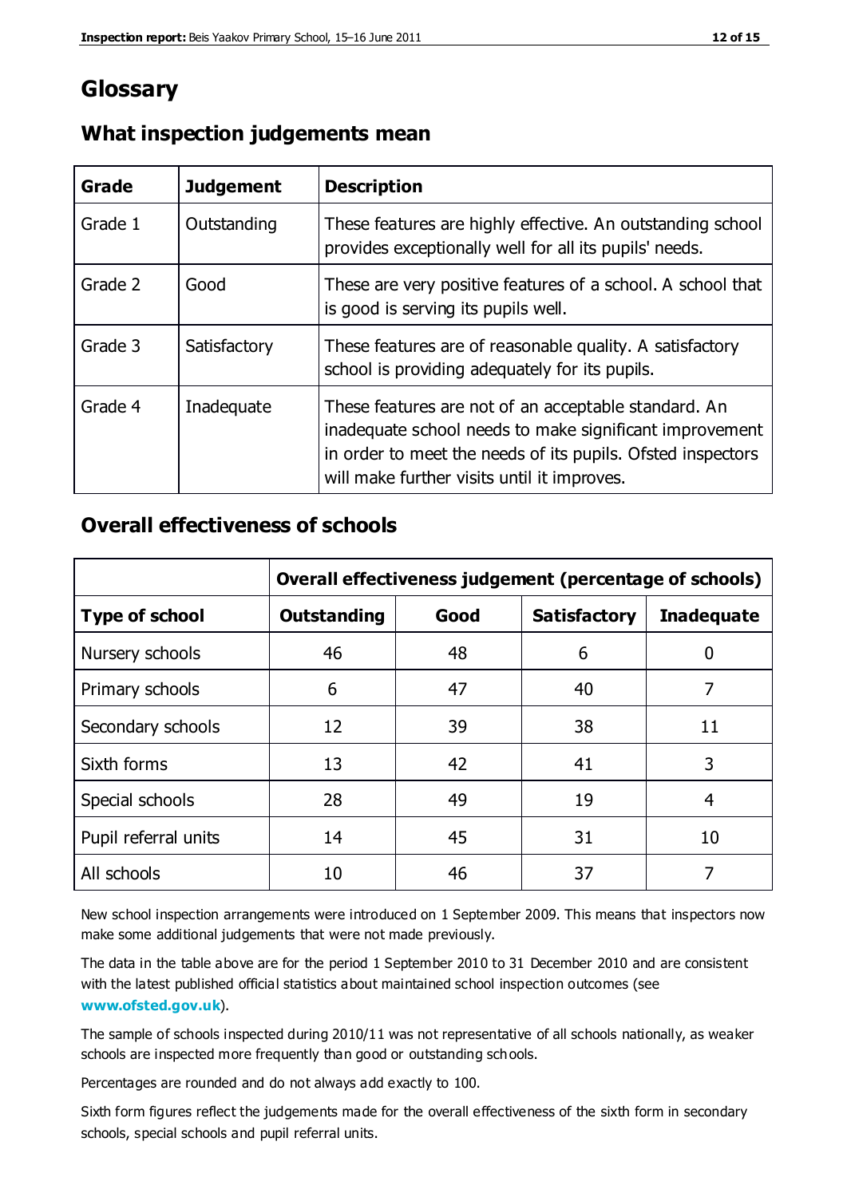## Glossary

### What inspection judgements mean

| Grade | Judgement | Description |
|---|---|---|
| Grade 1 | Outstanding | These features are highly effective. An outstanding school provides exceptionally well for all its pupils' needs. |
| Grade 2 | Good | These are very positive features of a school. A school that is good is serving its pupils well. |
| Grade 3 | Satisfactory | These features are of reasonable quality. A satisfactory school is providing adequately for its pupils. |
| Grade 4 | Inadequate | These features are not of an acceptable standard. An inadequate school needs to make significant improvement in order to meet the needs of its pupils. Ofsted inspectors will make further visits until it improves. |

### Overall effectiveness of schools

| | Overall effectiveness judgement (percentage of schools) | | | |
|---|---|---|---|---|
| **Type of school** | **Outstanding** | **Good** | **Satisfactory** | **Inadequate** |
| Nursery schools | 46 | 48 | 6 | 0 |
| Primary schools | 6 | 47 | 40 | 7 |
| Secondary schools | 12 | 39 | 38 | 11 |
| Sixth forms | 13 | 42 | 41 | 3 |
| Special schools | 28 | 49 | 19 | 4 |
| Pupil referral units | 14 | 45 | 31 | 10 |
| All schools | 10 | 46 | 37 | 7 |

New school inspection arrangements were introduced on 1 September 2009. This means that inspectors now make some additional judgements that were not made previously.

The data in the table above are for the period 1 September 2010 to 31 December 2010 and are consistent with the latest published official statistics about maintained school inspection outcomes (see **www.ofsted.gov.uk**).

The sample of schools inspected during 2010/11 was not representative of all schools nationally, as weaker schools are inspected more frequently than good or outstanding schools.

Percentages are rounded and do not always add exactly to 100.

Sixth form figures reflect the judgements made for the overall effectiveness of the sixth form in secondary schools, special schools and pupil referral units.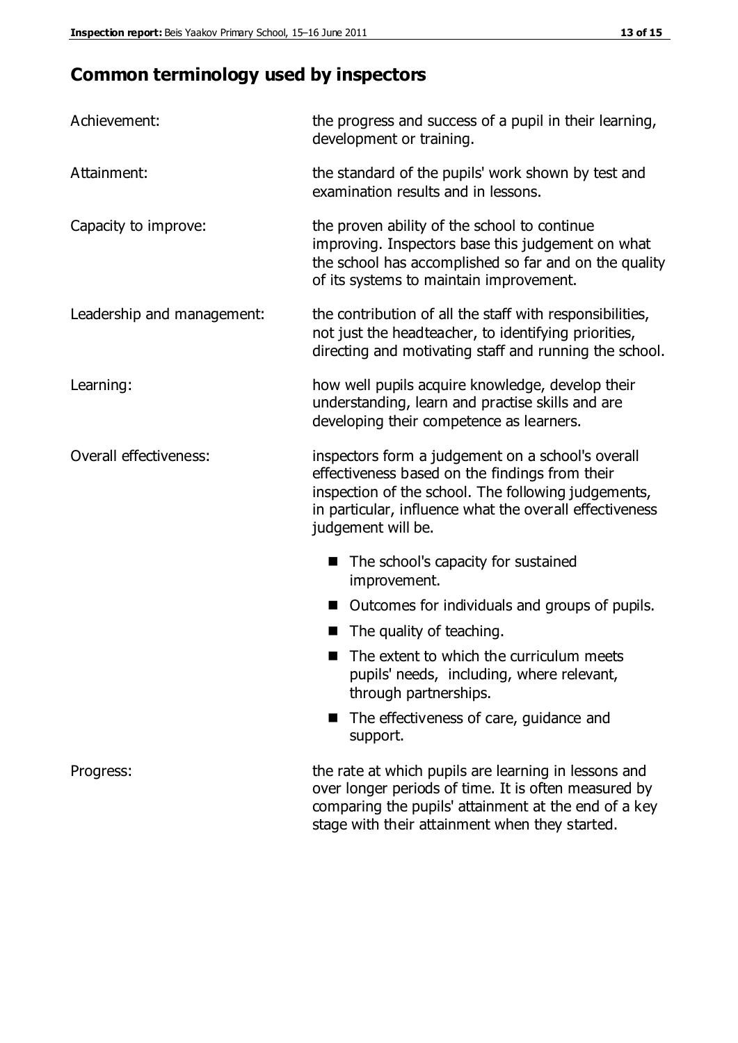## Common terminology used by inspectors

| | |
|---|---|
| Achievement: | the progress and success of a pupil in their learning, development or training. |
| Attainment: | the standard of the pupils' work shown by test and examination results and in lessons. |
| Capacity to improve: | the proven ability of the school to continue improving. Inspectors base this judgement on what the school has accomplished so far and on the quality of its systems to maintain improvement. |
| Leadership and management: | the contribution of all the staff with responsibilities, not just the headteacher, to identifying priorities, directing and motivating staff and running the school. |
| Learning: | how well pupils acquire knowledge, develop their understanding, learn and practise skills and are developing their competence as learners. |
| Overall effectiveness: | inspectors form a judgement on a school's overall effectiveness based on the findings from their inspection of the school. The following judgements, in particular, influence what the overall effectiveness judgement will be. <br> ■ The school's capacity for sustained improvement. <br> ■ Outcomes for individuals and groups of pupils. <br> ■ The quality of teaching. <br> ■ The extent to which the curriculum meets pupils' needs, including, where relevant, through partnerships. <br> ■ The effectiveness of care, guidance and support. |
| Progress: | the rate at which pupils are learning in lessons and over longer periods of time. It is often measured by comparing the pupils' attainment at the end of a key stage with their attainment when they started. |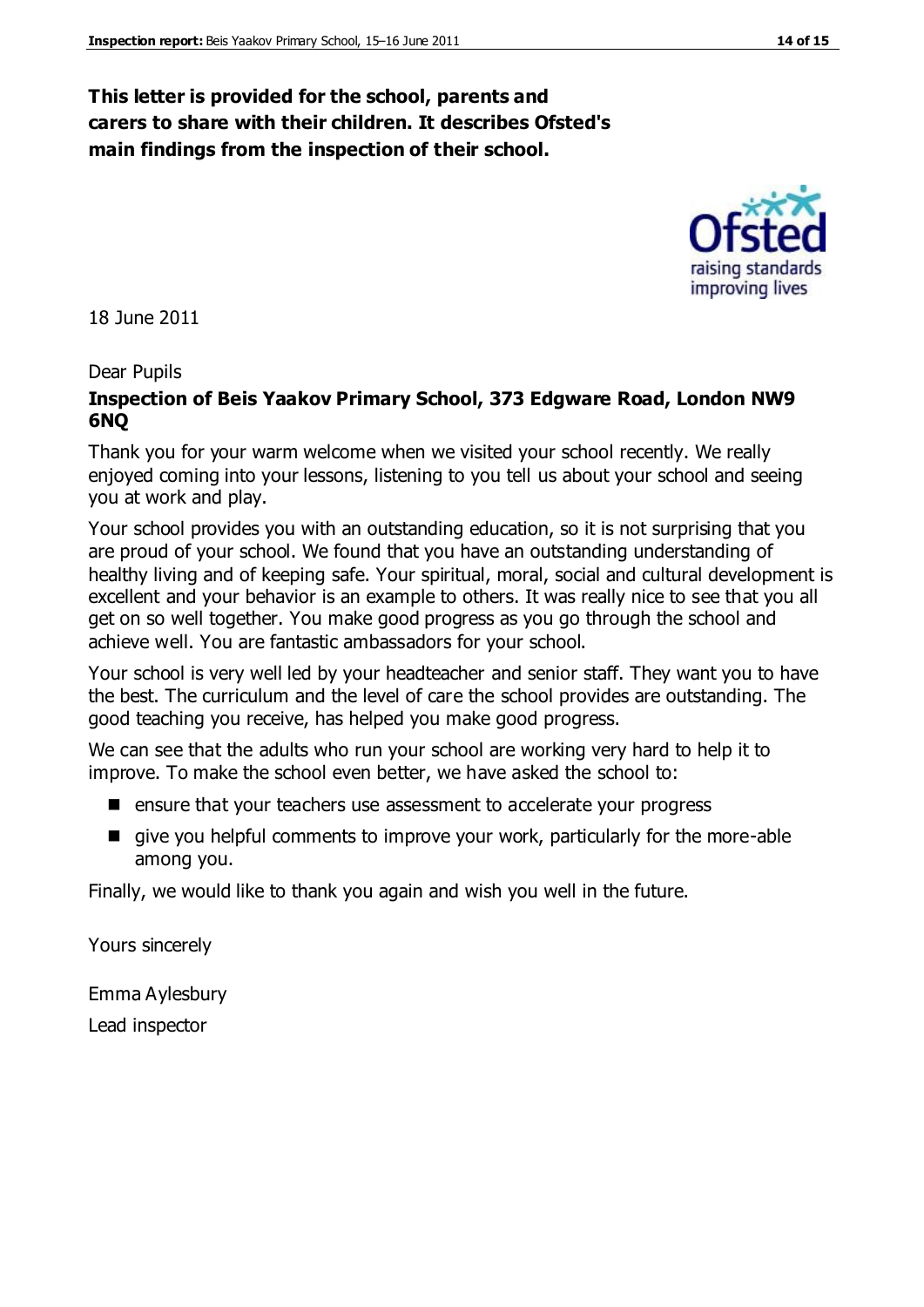**This letter is provided for the school, parents and carers to share with their children. It describes Ofsted's main findings from the inspection of their school.**

18 June 2011

Dear Pupils

**Inspection of Beis Yaakov Primary School, 373 Edgware Road, London NW9 6NQ**

Thank you for your warm welcome when we visited your school recently. We really enjoyed coming into your lessons, listening to you tell us about your school and seeing you at work and play.

Your school provides you with an outstanding education, so it is not surprising that you are proud of your school. We found that you have an outstanding understanding of healthy living and of keeping safe. Your spiritual, moral, social and cultural development is excellent and your behavior is an example to others. It was really nice to see that you all get on so well together. You make good progress as you go through the school and achieve well. You are fantastic ambassadors for your school.

Your school is very well led by your headteacher and senior staff. They want you to have the best. The curriculum and the level of care the school provides are outstanding. The good teaching you receive, has helped you make good progress.

We can see that the adults who run your school are working very hard to help it to improve. To make the school even better, we have asked the school to:

- ensure that your teachers use assessment to accelerate your progress
- give you helpful comments to improve your work, particularly for the more-able among you.

Finally, we would like to thank you again and wish you well in the future.

Yours sincerely

Emma Aylesbury

Lead inspector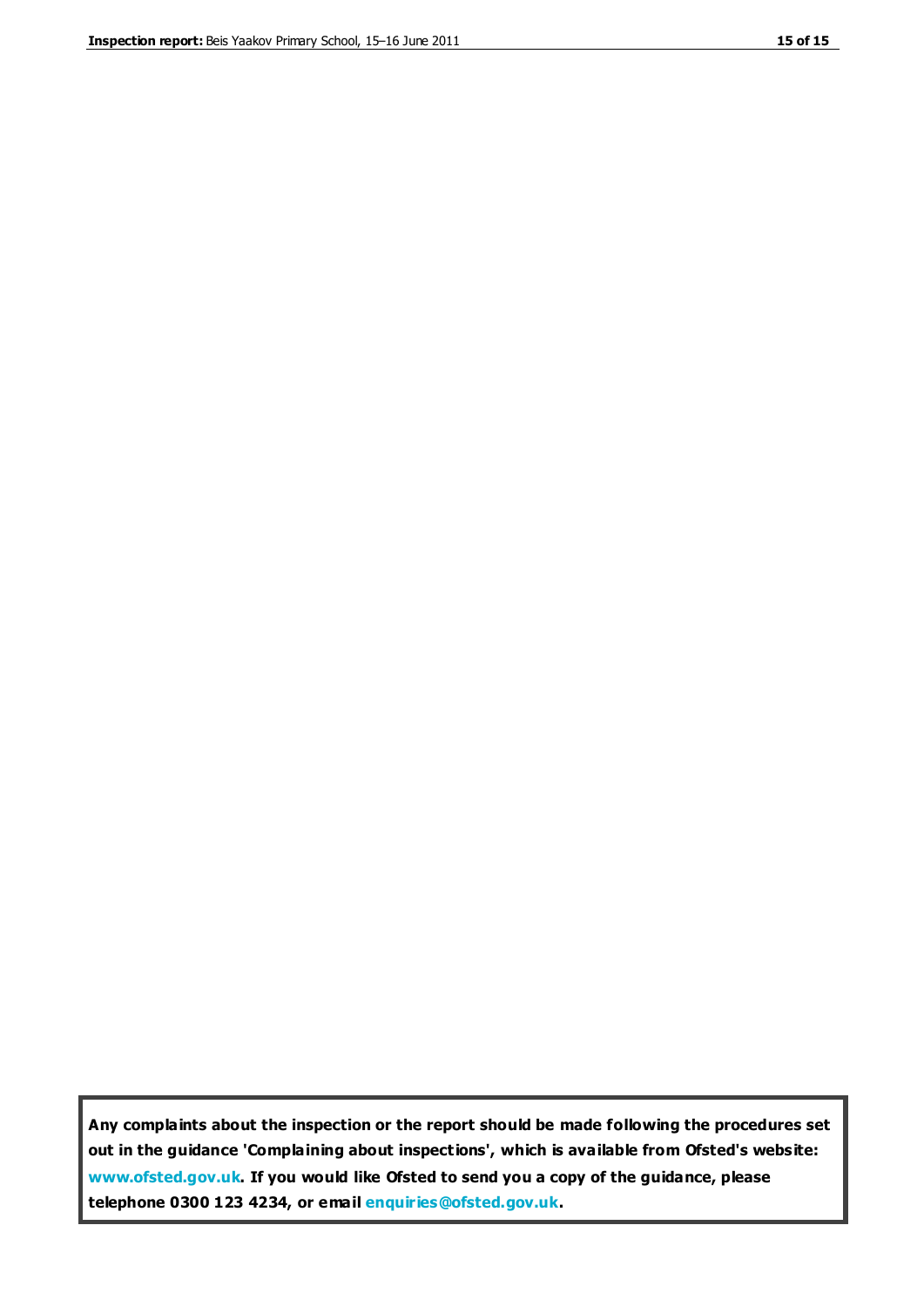**Any complaints about the inspection or the report should be made following the procedures set out in the guidance 'Complaining about inspections', which is available from Ofsted's website: www.ofsted.gov.uk. If you would like Ofsted to send you a copy of the guidance, please telephone 0300 123 4234, or email enquiries@ofsted.gov.uk.**